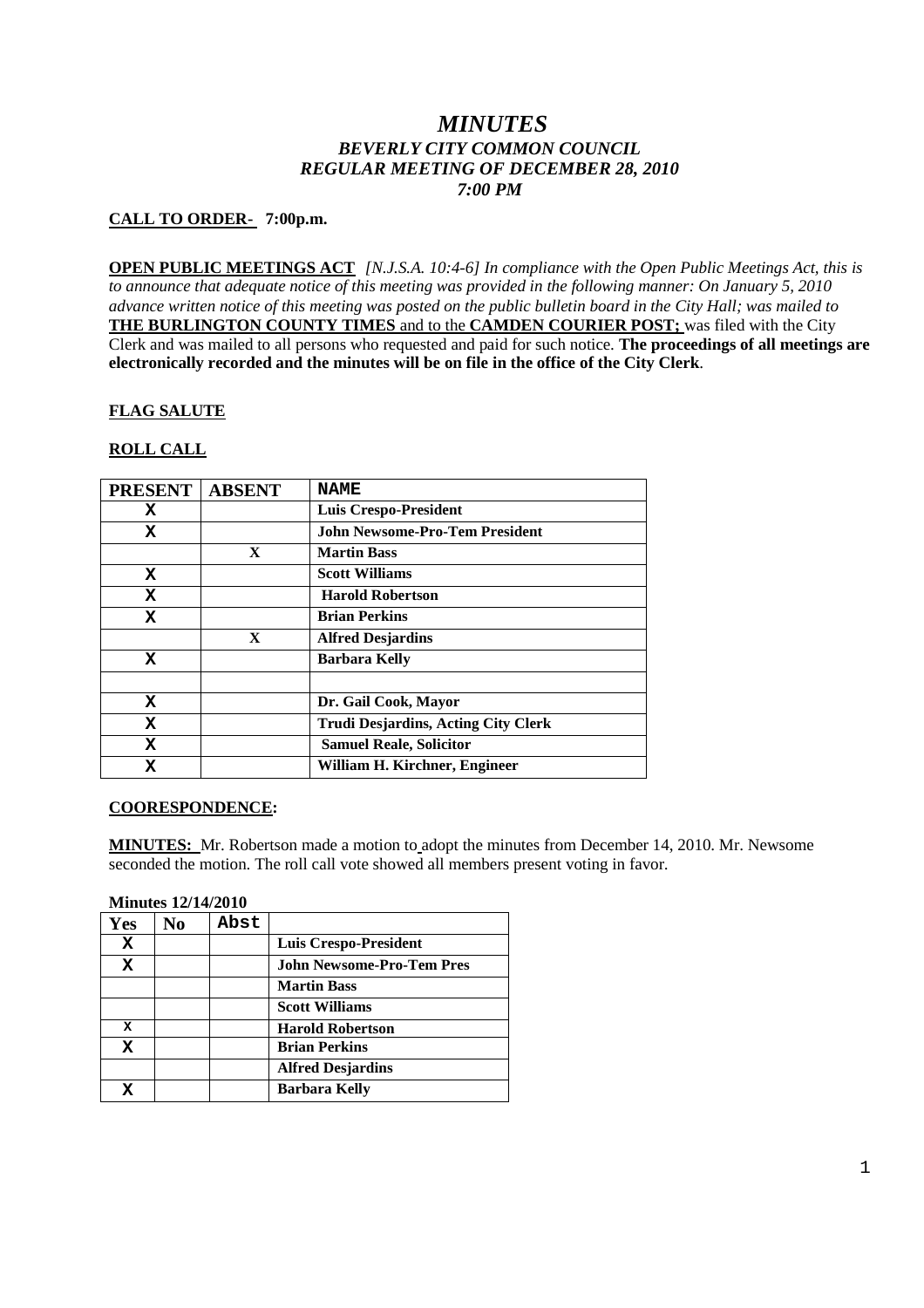# *MINUTES*
## *BEVERLY CITY COMMON COUNCIL*
## *REGULAR MEETING OF DECEMBER 28, 2010*
## *7:00 PM*

**CALL TO ORDER- 7:00p.m.**

**OPEN PUBLIC MEETINGS ACT** *[N.J.S.A. 10:4-6] In compliance with the Open Public Meetings Act, this is to announce that adequate notice of this meeting was provided in the following manner: On January 5, 2010 advance written notice of this meeting was posted on the public bulletin board in the City Hall; was mailed to* **THE BURLINGTON COUNTY TIMES** and to the **CAMDEN COURIER POST;** was filed with the City Clerk and was mailed to all persons who requested and paid for such notice. **The proceedings of all meetings are electronically recorded and the minutes will be on file in the office of the City Clerk**.

**FLAG SALUTE**

**ROLL CALL**

| PRESENT | ABSENT | NAME |
|---|---|---|
| X | | Luis Crespo-President |
| X | | John Newsome-Pro-Tem President |
| | X | Martin Bass |
| X | | Scott Williams |
| X | | Harold Robertson |
| X | | Brian Perkins |
| | X | Alfred Desjardins |
| X | | Barbara Kelly |
| | | |
| X | | Dr. Gail Cook, Mayor |
| X | | Trudi Desjardins, Acting City Clerk |
| X | | Samuel Reale, Solicitor |
| X | | William H. Kirchner, Engineer |

**COORESPONDENCE:**

**MINUTES:** Mr. Robertson made a motion to adopt the minutes from December 14, 2010. Mr. Newsome seconded the motion. The roll call vote showed all members present voting in favor.

**Minutes 12/14/2010**

| Yes | No | Abst | |
|---|---|---|---|
| X | | | Luis Crespo-President |
| X | | | John Newsome-Pro-Tem Pres |
| | | | Martin Bass |
| | | | Scott Williams |
| X | | | Harold Robertson |
| X | | | Brian Perkins |
| | | | Alfred Desjardins |
| X | | | Barbara Kelly |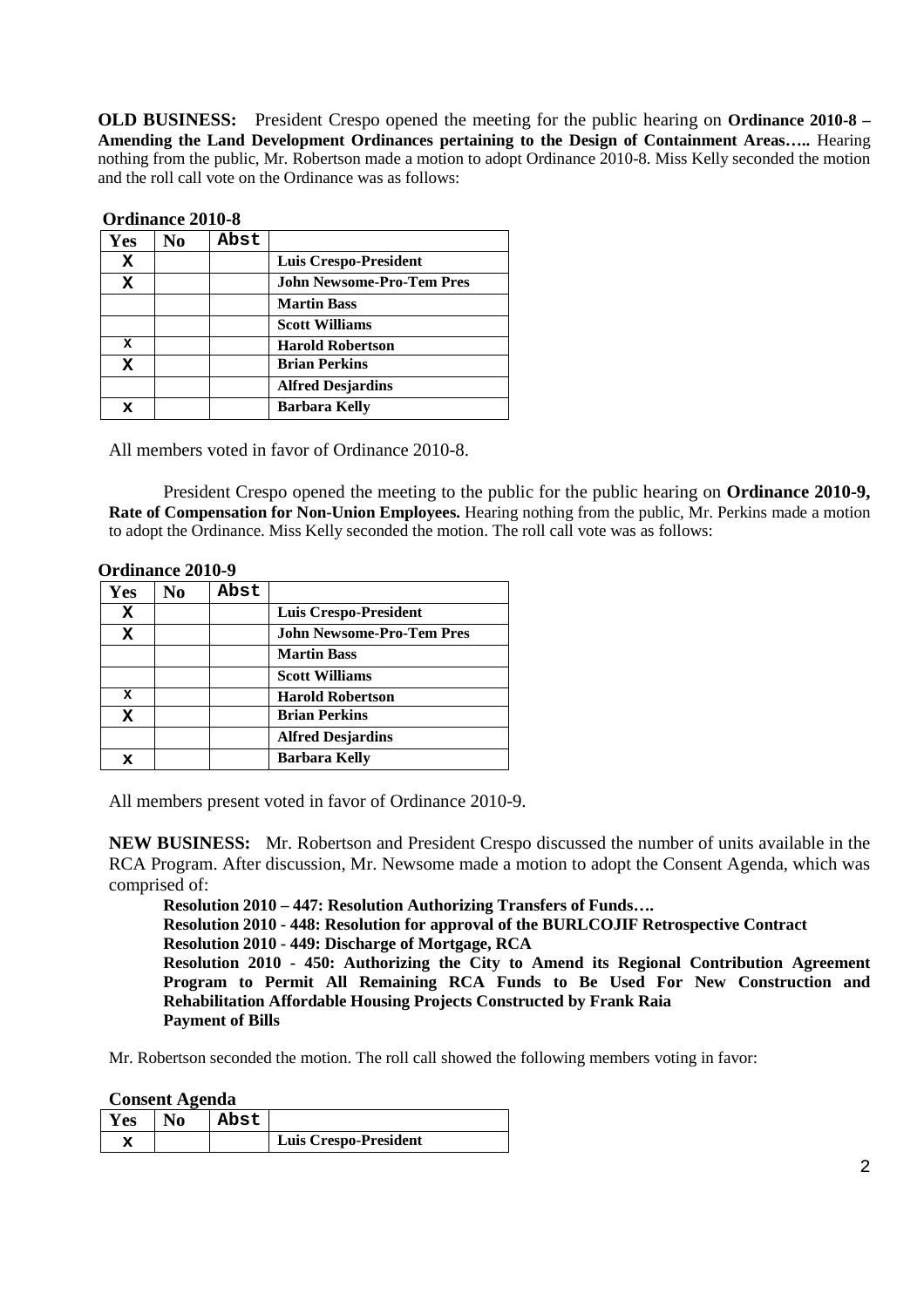**OLD BUSINESS:** President Crespo opened the meeting for the public hearing on **Ordinance 2010-8 – Amending the Land Development Ordinances pertaining to the Design of Containment Areas…..** Hearing nothing from the public, Mr. Robertson made a motion to adopt Ordinance 2010-8. Miss Kelly seconded the motion and the roll call vote on the Ordinance was as follows:

**Ordinance 2010-8**

| Yes | No | Abst | |
|---|---|---|---|
| X | | | **Luis Crespo-President** |
| X | | | **John Newsome-Pro-Tem Pres** |
| | | | **Martin Bass** |
| | | | **Scott Williams** |
| X | | | **Harold Robertson** |
| X | | | **Brian Perkins** |
| | | | **Alfred Desjardins** |
| x | | | **Barbara Kelly** |

All members voted in favor of Ordinance 2010-8.

President Crespo opened the meeting to the public for the public hearing on **Ordinance 2010-9, Rate of Compensation for Non-Union Employees.** Hearing nothing from the public, Mr. Perkins made a motion to adopt the Ordinance. Miss Kelly seconded the motion. The roll call vote was as follows:

**Ordinance 2010-9**

| Yes | No | Abst | |
|---|---|---|---|
| X | | | **Luis Crespo-President** |
| X | | | **John Newsome-Pro-Tem Pres** |
| | | | **Martin Bass** |
| | | | **Scott Williams** |
| X | | | **Harold Robertson** |
| X | | | **Brian Perkins** |
| | | | **Alfred Desjardins** |
| x | | | **Barbara Kelly** |

All members present voted in favor of Ordinance 2010-9.

**NEW BUSINESS:** Mr. Robertson and President Crespo discussed the number of units available in the RCA Program. After discussion, Mr. Newsome made a motion to adopt the Consent Agenda, which was comprised of:

**Resolution 2010 – 447: Resolution Authorizing Transfers of Funds….**
**Resolution 2010 - 448: Resolution for approval of the BURLCOJIF Retrospective Contract**
**Resolution 2010 - 449: Discharge of Mortgage, RCA**
**Resolution 2010 - 450: Authorizing the City to Amend its Regional Contribution Agreement Program to Permit All Remaining RCA Funds to Be Used For New Construction and Rehabilitation Affordable Housing Projects Constructed by Frank Raia**
**Payment of Bills**

Mr. Robertson seconded the motion. The roll call showed the following members voting in favor:

**Consent Agenda**

| Yes | No | Abst | |
|---|---|---|---|
| x | | | **Luis Crespo-President** |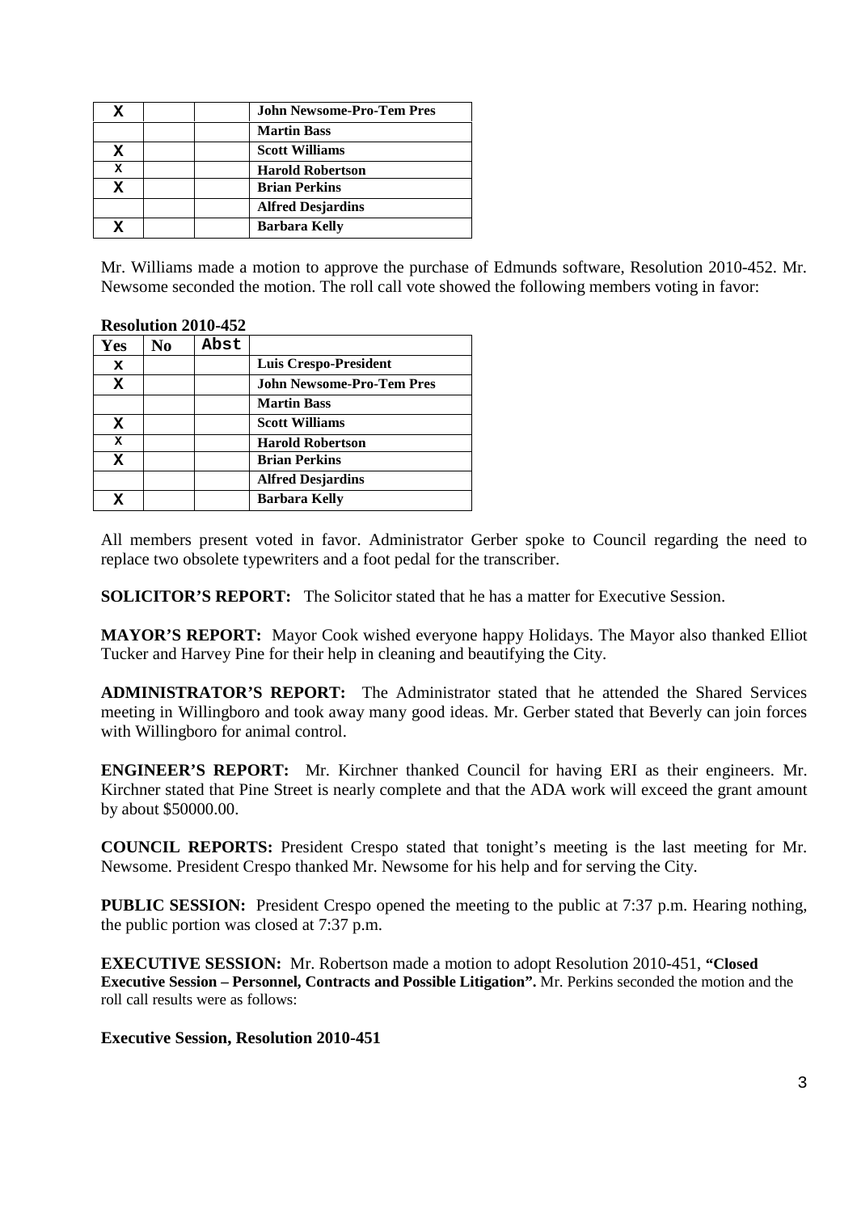| | | | |
|---|---|---|---|
| X | | | John Newsome-Pro-Tem Pres |
| | | | Martin Bass |
| X | | | Scott Williams |
| X | | | Harold Robertson |
| X | | | Brian Perkins |
| | | | Alfred Desjardins |
| X | | | Barbara Kelly |

Mr. Williams made a motion to approve the purchase of Edmunds software, Resolution 2010-452. Mr. Newsome seconded the motion. The roll call vote showed the following members voting in favor:

**Resolution 2010-452**

| Yes | No | Abst | |
|---|---|---|---|
| X | | | Luis Crespo-President |
| X | | | John Newsome-Pro-Tem Pres |
| | | | Martin Bass |
| X | | | Scott Williams |
| X | | | Harold Robertson |
| X | | | Brian Perkins |
| | | | Alfred Desjardins |
| X | | | Barbara Kelly |

All members present voted in favor. Administrator Gerber spoke to Council regarding the need to replace two obsolete typewriters and a foot pedal for the transcriber.

**SOLICITOR'S REPORT:** The Solicitor stated that he has a matter for Executive Session.

**MAYOR'S REPORT:** Mayor Cook wished everyone happy Holidays. The Mayor also thanked Elliot Tucker and Harvey Pine for their help in cleaning and beautifying the City.

**ADMINISTRATOR'S REPORT:** The Administrator stated that he attended the Shared Services meeting in Willingboro and took away many good ideas. Mr. Gerber stated that Beverly can join forces with Willingboro for animal control.

**ENGINEER'S REPORT:** Mr. Kirchner thanked Council for having ERI as their engineers. Mr. Kirchner stated that Pine Street is nearly complete and that the ADA work will exceed the grant amount by about $50000.00.

**COUNCIL REPORTS:** President Crespo stated that tonight's meeting is the last meeting for Mr. Newsome. President Crespo thanked Mr. Newsome for his help and for serving the City.

**PUBLIC SESSION:** President Crespo opened the meeting to the public at 7:37 p.m. Hearing nothing, the public portion was closed at 7:37 p.m.

**EXECUTIVE SESSION:** Mr. Robertson made a motion to adopt Resolution 2010-451, **"Closed Executive Session – Personnel, Contracts and Possible Litigation".** Mr. Perkins seconded the motion and the roll call results were as follows:

**Executive Session, Resolution 2010-451**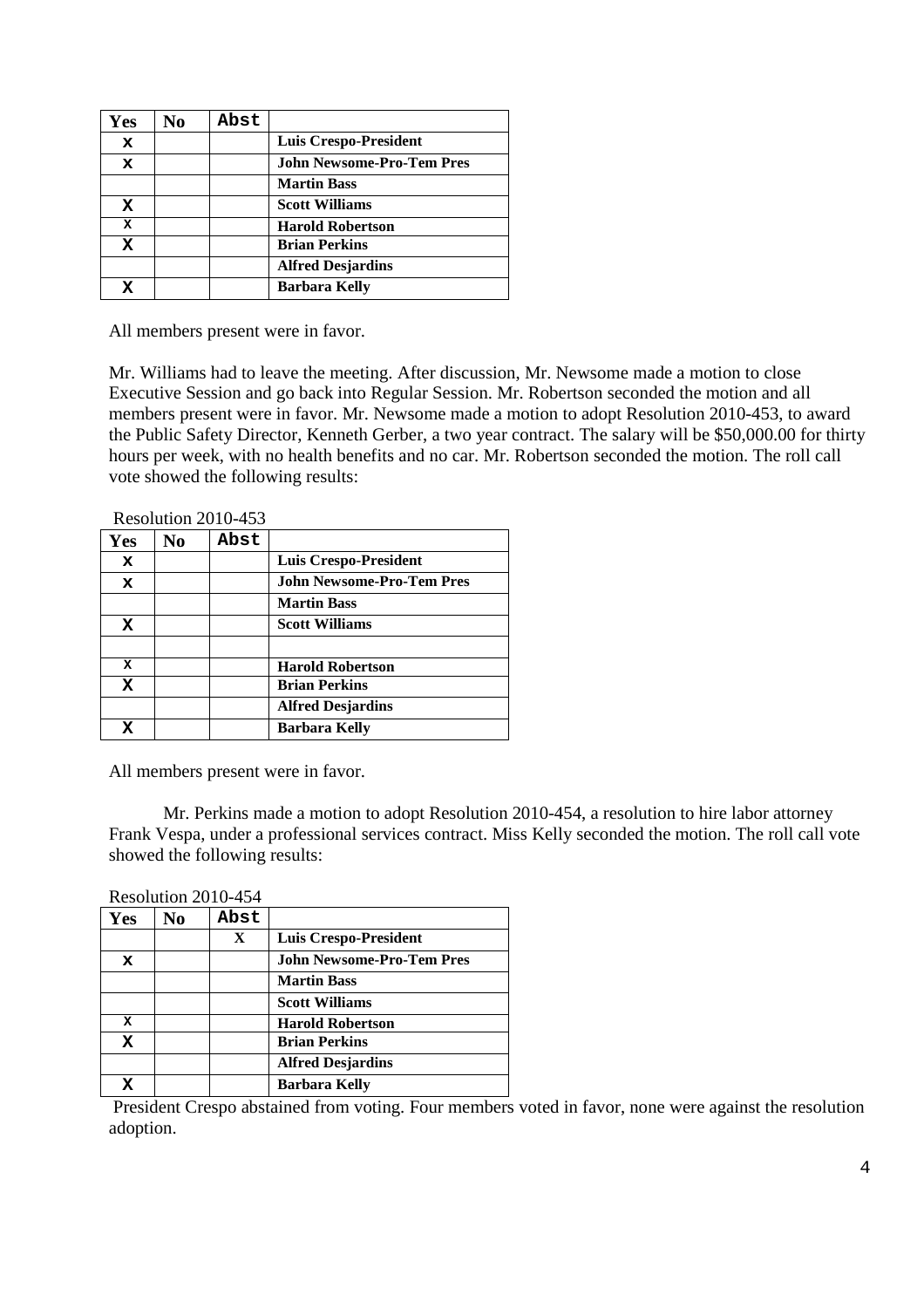| Yes | No | Abst | |
|---|---|---|---|
| x | | | **Luis Crespo-President** |
| x | | | **John Newsome-Pro-Tem Pres** |
| | | | **Martin Bass** |
| X | | | **Scott Williams** |
| x | | | **Harold Robertson** |
| X | | | **Brian Perkins** |
| | | | **Alfred Desjardins** |
| X | | | **Barbara Kelly** |

All members present were in favor.

Mr. Williams had to leave the meeting. After discussion, Mr. Newsome made a motion to close Executive Session and go back into Regular Session. Mr. Robertson seconded the motion and all members present were in favor. Mr. Newsome made a motion to adopt Resolution 2010-453, to award the Public Safety Director, Kenneth Gerber, a two year contract. The salary will be $50,000.00 for thirty hours per week, with no health benefits and no car. Mr. Robertson seconded the motion. The roll call vote showed the following results:

Resolution 2010-453

| Yes | No | Abst | |
|---|---|---|---|
| x | | | **Luis Crespo-President** |
| x | | | **John Newsome-Pro-Tem Pres** |
| | | | **Martin Bass** |
| X | | | **Scott Williams** |
| | | | |
| x | | | **Harold Robertson** |
| X | | | **Brian Perkins** |
| | | | **Alfred Desjardins** |
| X | | | **Barbara Kelly** |

All members present were in favor.

Mr. Perkins made a motion to adopt Resolution 2010-454, a resolution to hire labor attorney Frank Vespa, under a professional services contract. Miss Kelly seconded the motion. The roll call vote showed the following results:

Resolution 2010-454

| Yes | No | Abst | |
|---|---|---|---|
| | | X | **Luis Crespo-President** |
| x | | | **John Newsome-Pro-Tem Pres** |
| | | | **Martin Bass** |
| | | | **Scott Williams** |
| x | | | **Harold Robertson** |
| X | | | **Brian Perkins** |
| | | | **Alfred Desjardins** |
| X | | | **Barbara Kelly** |

President Crespo abstained from voting. Four members voted in favor, none were against the resolution adoption.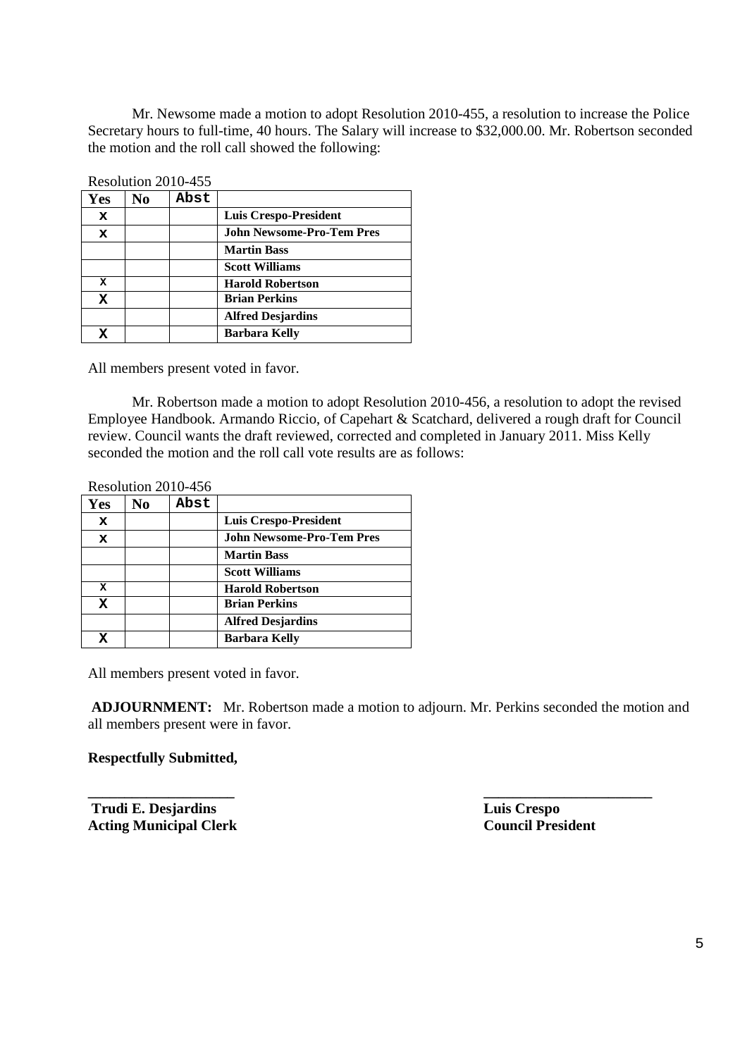Mr. Newsome made a motion to adopt Resolution 2010-455, a resolution to increase the Police Secretary hours to full-time, 40 hours. The Salary will increase to $32,000.00. Mr. Robertson seconded the motion and the roll call showed the following:

Resolution 2010-455

| Yes | No | Abst | |
|---|---|---|---|
| x | | | **Luis Crespo-President** |
| x | | | **John Newsome-Pro-Tem Pres** |
| | | | **Martin Bass** |
| | | | **Scott Williams** |
| x | | | **Harold Robertson** |
| X | | | **Brian Perkins** |
| | | | **Alfred Desjardins** |
| X | | | **Barbara Kelly** |

All members present voted in favor.

Mr. Robertson made a motion to adopt Resolution 2010-456, a resolution to adopt the revised Employee Handbook. Armando Riccio, of Capehart & Scatchard, delivered a rough draft for Council review. Council wants the draft reviewed, corrected and completed in January 2011. Miss Kelly seconded the motion and the roll call vote results are as follows:

Resolution 2010-456

| Yes | No | Abst | |
|---|---|---|---|
| x | | | **Luis Crespo-President** |
| x | | | **John Newsome-Pro-Tem Pres** |
| | | | **Martin Bass** |
| | | | **Scott Williams** |
| x | | | **Harold Robertson** |
| X | | | **Brian Perkins** |
| | | | **Alfred Desjardins** |
| X | | | **Barbara Kelly** |

All members present voted in favor.

**ADJOURNMENT:** Mr. Robertson made a motion to adjourn. Mr. Perkins seconded the motion and all members present were in favor.

**Respectfully Submitted,**

____________________ ______________________

**Trudi E. Desjardins**
**Acting Municipal Clerk**

**Luis Crespo**
**Council President**